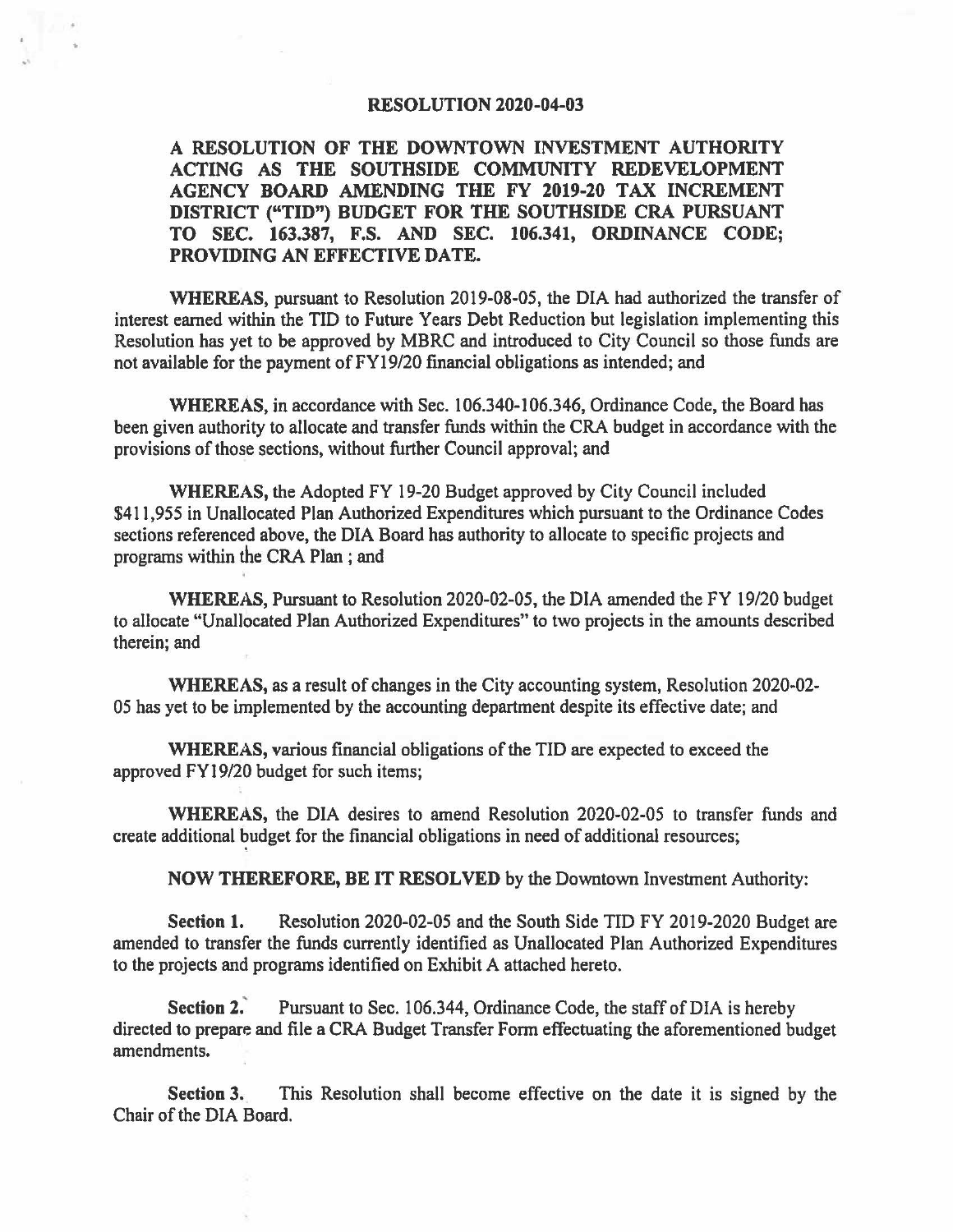# RESOLUTION 2020-04-03

**A RESOLUTION OF THE DOWNTOWN INVESTMENT AUTHORITY ACTING AS THE SOUTHSIDE COMMUNITY REDEVELOPMENT AGENCY BOARD AMENDING THE FY 2019-20 TAX INCREMENT DISTRICT ("TID") BUDGET FOR THE SOUTHSIDE CRA PURSUANT TO SEC. 163.387, F.S. AND SEC. 106.341, ORDINANCE CODE; PROVIDING AN EFFECTIVE DATE.**

**WHEREAS,** pursuant to Resolution 2019-08-05, the DIA had authorized the transfer of interest earned within the TID to Future Years Debt Reduction but legislation implementing this Resolution has yet to be approved by MBRC and introduced to City Council so those funds are not available for the payment of FY19/20 financial obligations as intended; and

**WHEREAS,** in accordance with Sec. 106.340-106.346, Ordinance Code, the Board has been given authority to allocate and transfer funds within the CRA budget in accordance with the provisions of those sections, without further Council approval; and

**WHEREAS,** the Adopted FY 19-20 Budget approved by City Council included $411,955 in Unallocated Plan Authorized Expenditures which pursuant to the Ordinance Codes sections referenced above, the DIA Board has authority to allocate to specific projects and programs within the CRA Plan ; and

**WHEREAS,** Pursuant to Resolution 2020-02-05, the DIA amended the FY 19/20 budget to allocate "Unallocated Plan Authorized Expenditures" to two projects in the amounts described therein; and

**WHEREAS,** as a result of changes in the City accounting system, Resolution 2020-02-05 has yet to be implemented by the accounting department despite its effective date; and

**WHEREAS,** various financial obligations of the TID are expected to exceed the approved FY19/20 budget for such items;

**WHEREAS,** the DIA desires to amend Resolution 2020-02-05 to transfer funds and create additional budget for the financial obligations in need of additional resources;

**NOW THEREFORE, BE IT RESOLVED** by the Downtown Investment Authority:

**Section 1.** Resolution 2020-02-05 and the South Side TID FY 2019-2020 Budget are amended to transfer the funds currently identified as Unallocated Plan Authorized Expenditures to the projects and programs identified on Exhibit A attached hereto.

**Section 2.** Pursuant to Sec. 106.344, Ordinance Code, the staff of DIA is hereby directed to prepare and file a CRA Budget Transfer Form effectuating the aforementioned budget amendments.

**Section 3.** This Resolution shall become effective on the date it is signed by the Chair of the DIA Board.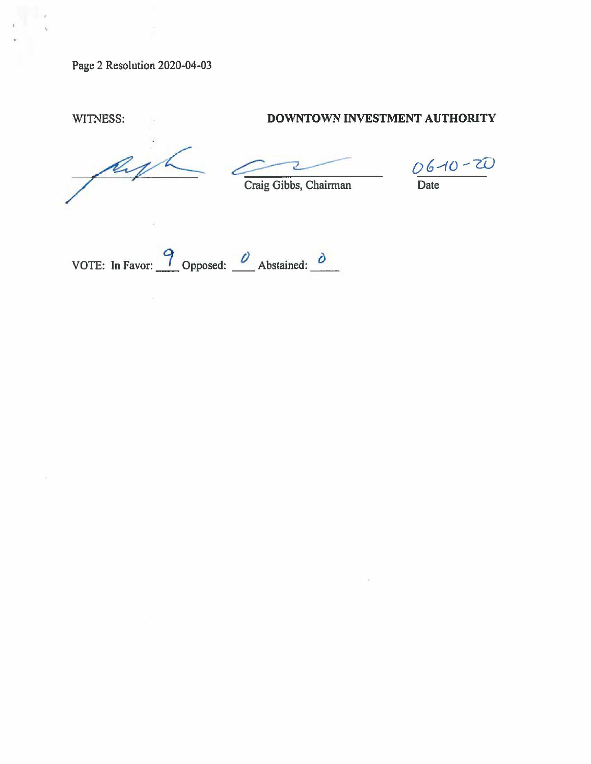Page 2 Resolution 2020-04-03

WITNESS: **DOWNTOWN INVESTMENT AUTHORITY**

_____________________ _____________________ 06-10-20

Craig Gibbs, Chairman Date

VOTE: In Favor: 9 Opposed: 0 Abstained: 0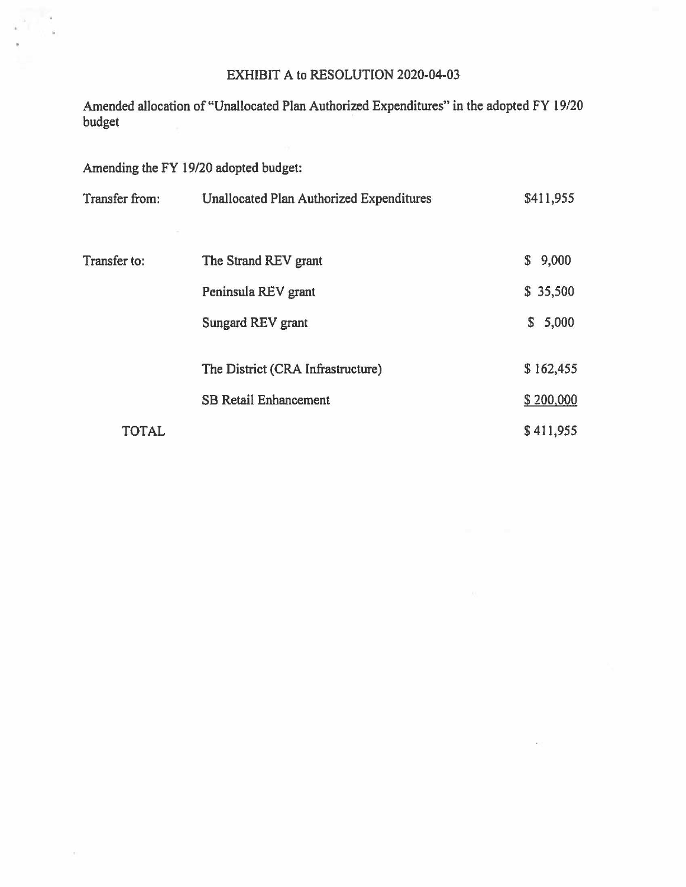# EXHIBIT A to RESOLUTION 2020-04-03

Amended allocation of "Unallocated Plan Authorized Expenditures" in the adopted FY 19/20 budget

Amending the FY 19/20 adopted budget:

| | | |
|---|---|---|
| Transfer from: | Unallocated Plan Authorized Expenditures | $411,955 |
| Transfer to: | The Strand REV grant | $ 9,000 |
| | Peninsula REV grant | $ 35,500 |
| | Sungard REV grant | $ 5,000 |
| | The District (CRA Infrastructure) | $ 162,455 |
| | SB Retail Enhancement | $ 200,000 |
| TOTAL | | $ 411,955 |